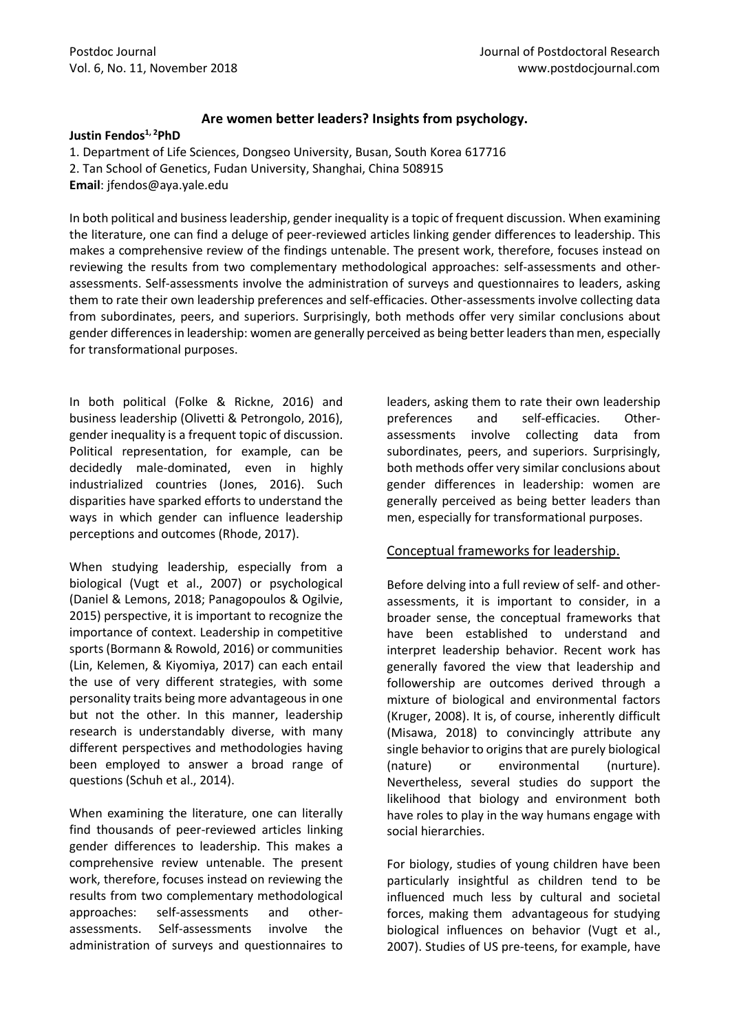# Are women better leaders? Insights from psychology.

**Justin Fendos[1, 2]PhD**

1. Department of Life Sciences, Dongseo University, Busan, South Korea 617716
2. Tan School of Genetics, Fudan University, Shanghai, China 508915

**Email**: jfendos@aya.yale.edu

In both political and business leadership, gender inequality is a topic of frequent discussion. When examining the literature, one can find a deluge of peer-reviewed articles linking gender differences to leadership. This makes a comprehensive review of the findings untenable. The present work, therefore, focuses instead on reviewing the results from two complementary methodological approaches: self-assessments and other-assessments. Self-assessments involve the administration of surveys and questionnaires to leaders, asking them to rate their own leadership preferences and self-efficacies. Other-assessments involve collecting data from subordinates, peers, and superiors. Surprisingly, both methods offer very similar conclusions about gender differences in leadership: women are generally perceived as being better leaders than men, especially for transformational purposes.

In both political (Folke & Rickne, 2016) and business leadership (Olivetti & Petrongolo, 2016), gender inequality is a frequent topic of discussion. Political representation, for example, can be decidedly male-dominated, even in highly industrialized countries (Jones, 2016). Such disparities have sparked efforts to understand the ways in which gender can influence leadership perceptions and outcomes (Rhode, 2017).

When studying leadership, especially from a biological (Vugt et al., 2007) or psychological (Daniel & Lemons, 2018; Panagopoulos & Ogilvie, 2015) perspective, it is important to recognize the importance of context. Leadership in competitive sports (Bormann & Rowold, 2016) or communities (Lin, Kelemen, & Kiyomiya, 2017) can each entail the use of very different strategies, with some personality traits being more advantageous in one but not the other. In this manner, leadership research is understandably diverse, with many different perspectives and methodologies having been employed to answer a broad range of questions (Schuh et al., 2014).

When examining the literature, one can literally find thousands of peer-reviewed articles linking gender differences to leadership. This makes a comprehensive review untenable. The present work, therefore, focuses instead on reviewing the results from two complementary methodological approaches: self-assessments and other-assessments. Self-assessments involve the administration of surveys and questionnaires to leaders, asking them to rate their own leadership preferences and self-efficacies. Other-assessments involve collecting data from subordinates, peers, and superiors. Surprisingly, both methods offer very similar conclusions about gender differences in leadership: women are generally perceived as being better leaders than men, especially for transformational purposes.

## Conceptual frameworks for leadership.

Before delving into a full review of self- and other-assessments, it is important to consider, in a broader sense, the conceptual frameworks that have been established to understand and interpret leadership behavior. Recent work has generally favored the view that leadership and followership are outcomes derived through a mixture of biological and environmental factors (Kruger, 2008). It is, of course, inherently difficult (Misawa, 2018) to convincingly attribute any single behavior to origins that are purely biological (nature) or environmental (nurture). Nevertheless, several studies do support the likelihood that biology and environment both have roles to play in the way humans engage with social hierarchies.

For biology, studies of young children have been particularly insightful as children tend to be influenced much less by cultural and societal forces, making them advantageous for studying biological influences on behavior (Vugt et al., 2007). Studies of US pre-teens, for example, have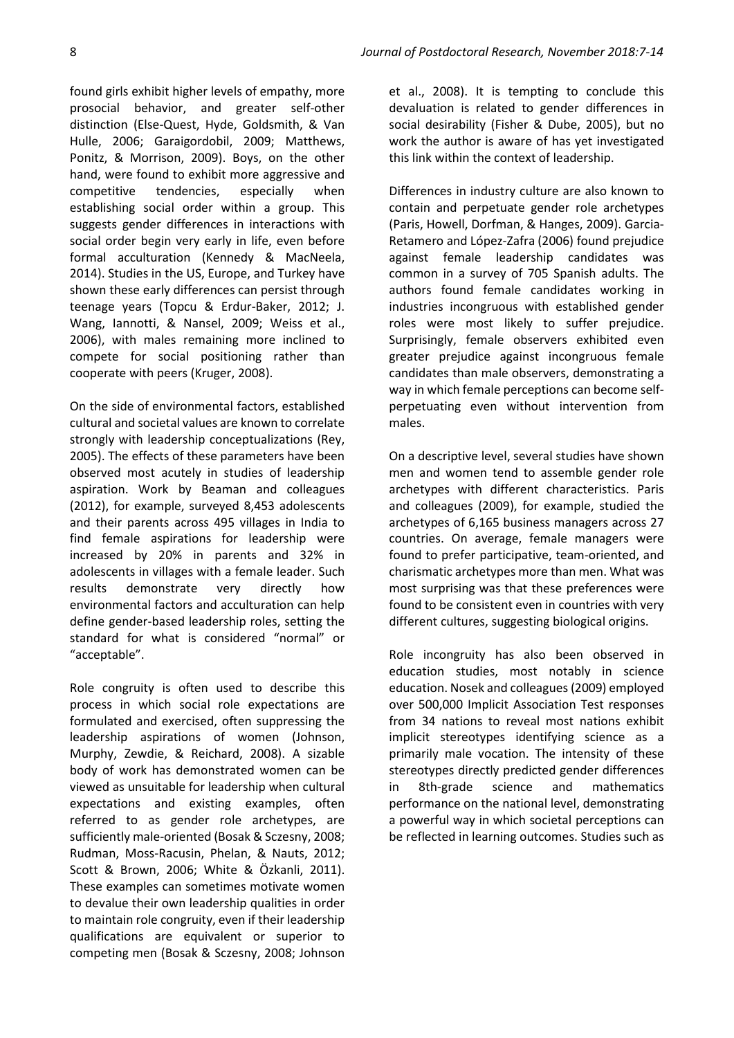found girls exhibit higher levels of empathy, more prosocial behavior, and greater self-other distinction (Else-Quest, Hyde, Goldsmith, & Van Hulle, 2006; Garaigordobil, 2009; Matthews, Ponitz, & Morrison, 2009). Boys, on the other hand, were found to exhibit more aggressive and competitive tendencies, especially when establishing social order within a group. This suggests gender differences in interactions with social order begin very early in life, even before formal acculturation (Kennedy & MacNeela, 2014). Studies in the US, Europe, and Turkey have shown these early differences can persist through teenage years (Topcu & Erdur-Baker, 2012; J. Wang, Iannotti, & Nansel, 2009; Weiss et al., 2006), with males remaining more inclined to compete for social positioning rather than cooperate with peers (Kruger, 2008).

On the side of environmental factors, established cultural and societal values are known to correlate strongly with leadership conceptualizations (Rey, 2005). The effects of these parameters have been observed most acutely in studies of leadership aspiration. Work by Beaman and colleagues (2012), for example, surveyed 8,453 adolescents and their parents across 495 villages in India to find female aspirations for leadership were increased by 20% in parents and 32% in adolescents in villages with a female leader. Such results demonstrate very directly how environmental factors and acculturation can help define gender-based leadership roles, setting the standard for what is considered "normal" or "acceptable".

Role congruity is often used to describe this process in which social role expectations are formulated and exercised, often suppressing the leadership aspirations of women (Johnson, Murphy, Zewdie, & Reichard, 2008). A sizable body of work has demonstrated women can be viewed as unsuitable for leadership when cultural expectations and existing examples, often referred to as gender role archetypes, are sufficiently male-oriented (Bosak & Sczesny, 2008; Rudman, Moss-Racusin, Phelan, & Nauts, 2012; Scott & Brown, 2006; White & Özkanli, 2011). These examples can sometimes motivate women to devalue their own leadership qualities in order to maintain role congruity, even if their leadership qualifications are equivalent or superior to competing men (Bosak & Sczesny, 2008; Johnson et al., 2008). It is tempting to conclude this devaluation is related to gender differences in social desirability (Fisher & Dube, 2005), but no work the author is aware of has yet investigated this link within the context of leadership.

Differences in industry culture are also known to contain and perpetuate gender role archetypes (Paris, Howell, Dorfman, & Hanges, 2009). Garcia-Retamero and López-Zafra (2006) found prejudice against female leadership candidates was common in a survey of 705 Spanish adults. The authors found female candidates working in industries incongruous with established gender roles were most likely to suffer prejudice. Surprisingly, female observers exhibited even greater prejudice against incongruous female candidates than male observers, demonstrating a way in which female perceptions can become self-perpetuating even without intervention from males.

On a descriptive level, several studies have shown men and women tend to assemble gender role archetypes with different characteristics. Paris and colleagues (2009), for example, studied the archetypes of 6,165 business managers across 27 countries. On average, female managers were found to prefer participative, team-oriented, and charismatic archetypes more than men. What was most surprising was that these preferences were found to be consistent even in countries with very different cultures, suggesting biological origins.

Role incongruity has also been observed in education studies, most notably in science education. Nosek and colleagues (2009) employed over 500,000 Implicit Association Test responses from 34 nations to reveal most nations exhibit implicit stereotypes identifying science as a primarily male vocation. The intensity of these stereotypes directly predicted gender differences in 8th-grade science and mathematics performance on the national level, demonstrating a powerful way in which societal perceptions can be reflected in learning outcomes. Studies such as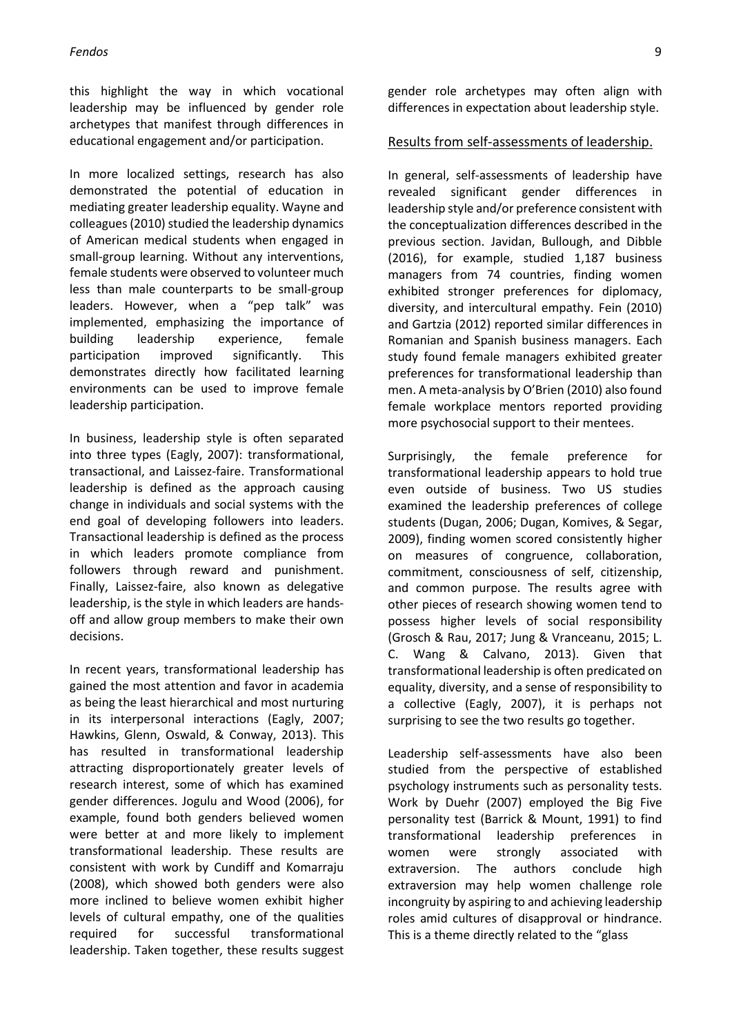this highlight the way in which vocational leadership may be influenced by gender role archetypes that manifest through differences in educational engagement and/or participation.

In more localized settings, research has also demonstrated the potential of education in mediating greater leadership equality. Wayne and colleagues (2010) studied the leadership dynamics of American medical students when engaged in small-group learning. Without any interventions, female students were observed to volunteer much less than male counterparts to be small-group leaders. However, when a "pep talk" was implemented, emphasizing the importance of building leadership experience, female participation improved significantly. This demonstrates directly how facilitated learning environments can be used to improve female leadership participation.

In business, leadership style is often separated into three types (Eagly, 2007): transformational, transactional, and Laissez-faire. Transformational leadership is defined as the approach causing change in individuals and social systems with the end goal of developing followers into leaders. Transactional leadership is defined as the process in which leaders promote compliance from followers through reward and punishment. Finally, Laissez-faire, also known as delegative leadership, is the style in which leaders are hands-off and allow group members to make their own decisions.

In recent years, transformational leadership has gained the most attention and favor in academia as being the least hierarchical and most nurturing in its interpersonal interactions (Eagly, 2007; Hawkins, Glenn, Oswald, & Conway, 2013). This has resulted in transformational leadership attracting disproportionately greater levels of research interest, some of which has examined gender differences. Jogulu and Wood (2006), for example, found both genders believed women were better at and more likely to implement transformational leadership. These results are consistent with work by Cundiff and Komarraju (2008), which showed both genders were also more inclined to believe women exhibit higher levels of cultural empathy, one of the qualities required for successful transformational leadership. Taken together, these results suggest gender role archetypes may often align with differences in expectation about leadership style.

## Results from self-assessments of leadership.

In general, self-assessments of leadership have revealed significant gender differences in leadership style and/or preference consistent with the conceptualization differences described in the previous section. Javidan, Bullough, and Dibble (2016), for example, studied 1,187 business managers from 74 countries, finding women exhibited stronger preferences for diplomacy, diversity, and intercultural empathy. Fein (2010) and Gartzia (2012) reported similar differences in Romanian and Spanish business managers. Each study found female managers exhibited greater preferences for transformational leadership than men. A meta-analysis by O'Brien (2010) also found female workplace mentors reported providing more psychosocial support to their mentees.

Surprisingly, the female preference for transformational leadership appears to hold true even outside of business. Two US studies examined the leadership preferences of college students (Dugan, 2006; Dugan, Komives, & Segar, 2009), finding women scored consistently higher on measures of congruence, collaboration, commitment, consciousness of self, citizenship, and common purpose. The results agree with other pieces of research showing women tend to possess higher levels of social responsibility (Grosch & Rau, 2017; Jung & Vranceanu, 2015; L. C. Wang & Calvano, 2013). Given that transformational leadership is often predicated on equality, diversity, and a sense of responsibility to a collective (Eagly, 2007), it is perhaps not surprising to see the two results go together.

Leadership self-assessments have also been studied from the perspective of established psychology instruments such as personality tests. Work by Duehr (2007) employed the Big Five personality test (Barrick & Mount, 1991) to find transformational leadership preferences in women were strongly associated with extraversion. The authors conclude high extraversion may help women challenge role incongruity by aspiring to and achieving leadership roles amid cultures of disapproval or hindrance. This is a theme directly related to the "glass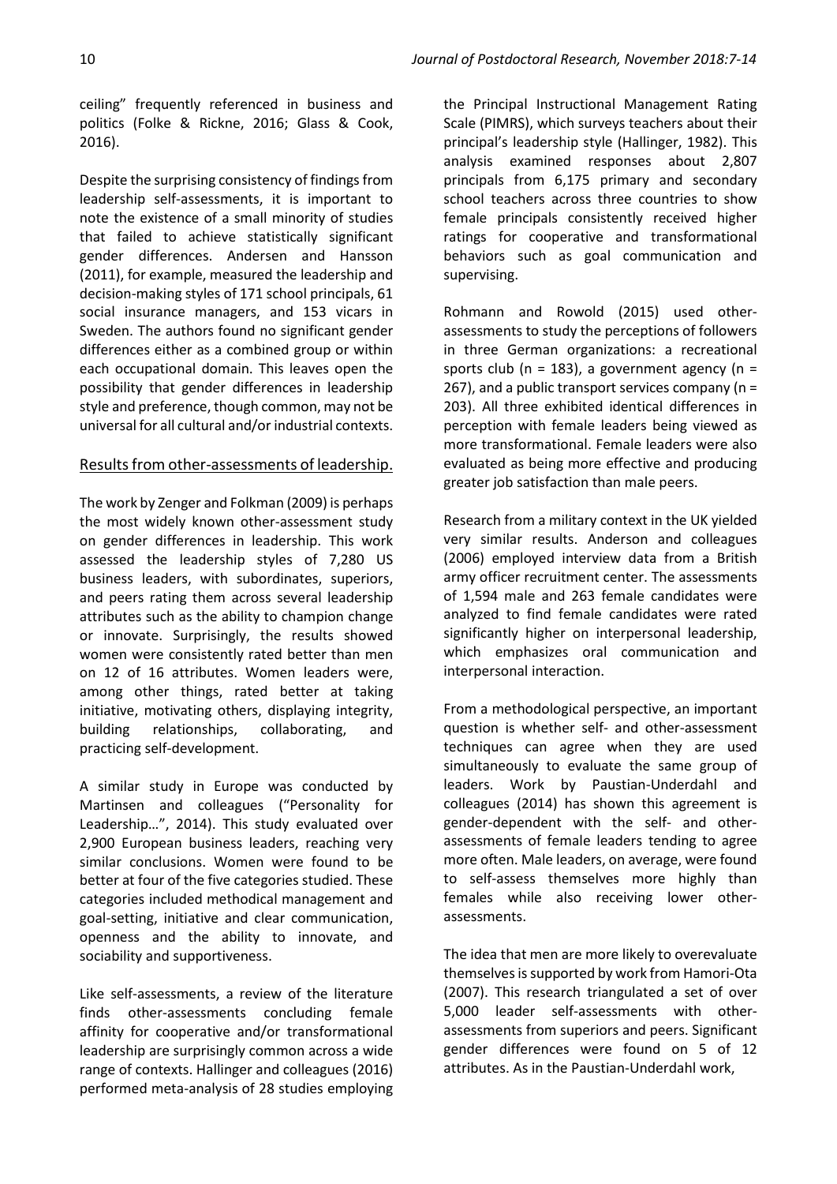ceiling" frequently referenced in business and politics (Folke & Rickne, 2016; Glass & Cook, 2016).

Despite the surprising consistency of findings from leadership self-assessments, it is important to note the existence of a small minority of studies that failed to achieve statistically significant gender differences. Andersen and Hansson (2011), for example, measured the leadership and decision-making styles of 171 school principals, 61 social insurance managers, and 153 vicars in Sweden. The authors found no significant gender differences either as a combined group or within each occupational domain. This leaves open the possibility that gender differences in leadership style and preference, though common, may not be universal for all cultural and/or industrial contexts.

### Results from other-assessments of leadership.

The work by Zenger and Folkman (2009) is perhaps the most widely known other-assessment study on gender differences in leadership. This work assessed the leadership styles of 7,280 US business leaders, with subordinates, superiors, and peers rating them across several leadership attributes such as the ability to champion change or innovate. Surprisingly, the results showed women were consistently rated better than men on 12 of 16 attributes. Women leaders were, among other things, rated better at taking initiative, motivating others, displaying integrity, building relationships, collaborating, and practicing self-development.

A similar study in Europe was conducted by Martinsen and colleagues ("Personality for Leadership…", 2014). This study evaluated over 2,900 European business leaders, reaching very similar conclusions. Women were found to be better at four of the five categories studied. These categories included methodical management and goal-setting, initiative and clear communication, openness and the ability to innovate, and sociability and supportiveness.

Like self-assessments, a review of the literature finds other-assessments concluding female affinity for cooperative and/or transformational leadership are surprisingly common across a wide range of contexts. Hallinger and colleagues (2016) performed meta-analysis of 28 studies employing the Principal Instructional Management Rating Scale (PIMRS), which surveys teachers about their principal's leadership style (Hallinger, 1982). This analysis examined responses about 2,807 principals from 6,175 primary and secondary school teachers across three countries to show female principals consistently received higher ratings for cooperative and transformational behaviors such as goal communication and supervising.

Rohmann and Rowold (2015) used other-assessments to study the perceptions of followers in three German organizations: a recreational sports club (n = 183), a government agency (n = 267), and a public transport services company (n = 203). All three exhibited identical differences in perception with female leaders being viewed as more transformational. Female leaders were also evaluated as being more effective and producing greater job satisfaction than male peers.

Research from a military context in the UK yielded very similar results. Anderson and colleagues (2006) employed interview data from a British army officer recruitment center. The assessments of 1,594 male and 263 female candidates were analyzed to find female candidates were rated significantly higher on interpersonal leadership, which emphasizes oral communication and interpersonal interaction.

From a methodological perspective, an important question is whether self- and other-assessment techniques can agree when they are used simultaneously to evaluate the same group of leaders. Work by Paustian-Underdahl and colleagues (2014) has shown this agreement is gender-dependent with the self- and other-assessments of female leaders tending to agree more often. Male leaders, on average, were found to self-assess themselves more highly than females while also receiving lower other-assessments.

The idea that men are more likely to overevaluate themselves is supported by work from Hamori-Ota (2007). This research triangulated a set of over 5,000 leader self-assessments with other-assessments from superiors and peers. Significant gender differences were found on 5 of 12 attributes. As in the Paustian-Underdahl work,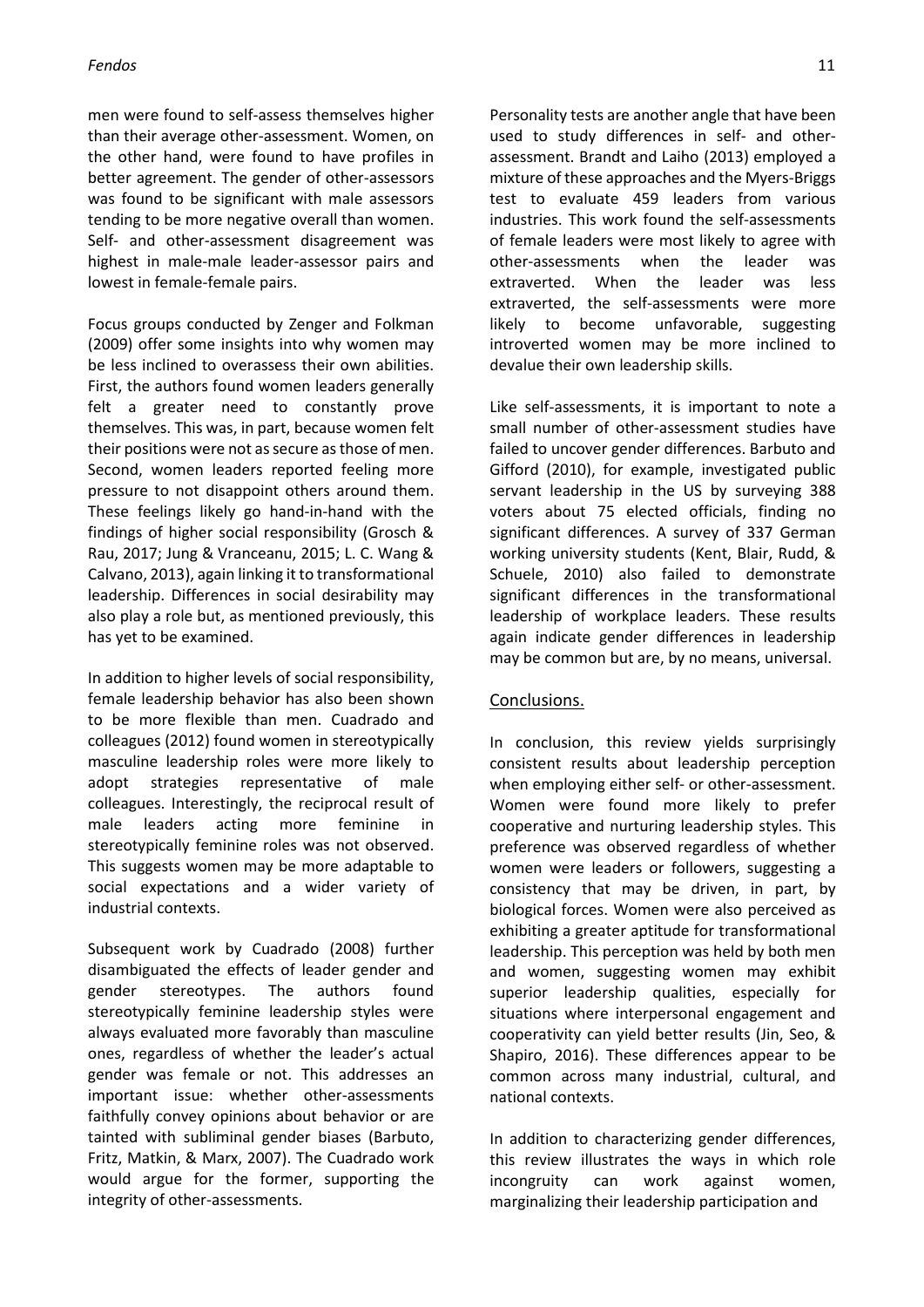men were found to self-assess themselves higher than their average other-assessment. Women, on the other hand, were found to have profiles in better agreement. The gender of other-assessors was found to be significant with male assessors tending to be more negative overall than women. Self- and other-assessment disagreement was highest in male-male leader-assessor pairs and lowest in female-female pairs.

Focus groups conducted by Zenger and Folkman (2009) offer some insights into why women may be less inclined to overassess their own abilities. First, the authors found women leaders generally felt a greater need to constantly prove themselves. This was, in part, because women felt their positions were not as secure as those of men. Second, women leaders reported feeling more pressure to not disappoint others around them. These feelings likely go hand-in-hand with the findings of higher social responsibility (Grosch & Rau, 2017; Jung & Vranceanu, 2015; L. C. Wang & Calvano, 2013), again linking it to transformational leadership. Differences in social desirability may also play a role but, as mentioned previously, this has yet to be examined.

In addition to higher levels of social responsibility, female leadership behavior has also been shown to be more flexible than men. Cuadrado and colleagues (2012) found women in stereotypically masculine leadership roles were more likely to adopt strategies representative of male colleagues. Interestingly, the reciprocal result of male leaders acting more feminine in stereotypically feminine roles was not observed. This suggests women may be more adaptable to social expectations and a wider variety of industrial contexts.

Subsequent work by Cuadrado (2008) further disambiguated the effects of leader gender and gender stereotypes. The authors found stereotypically feminine leadership styles were always evaluated more favorably than masculine ones, regardless of whether the leader's actual gender was female or not. This addresses an important issue: whether other-assessments faithfully convey opinions about behavior or are tainted with subliminal gender biases (Barbuto, Fritz, Matkin, & Marx, 2007). The Cuadrado work would argue for the former, supporting the integrity of other-assessments.

Personality tests are another angle that have been used to study differences in self- and other-assessment. Brandt and Laiho (2013) employed a mixture of these approaches and the Myers-Briggs test to evaluate 459 leaders from various industries. This work found the self-assessments of female leaders were most likely to agree with other-assessments when the leader was extraverted. When the leader was less extraverted, the self-assessments were more likely to become unfavorable, suggesting introverted women may be more inclined to devalue their own leadership skills.

Like self-assessments, it is important to note a small number of other-assessment studies have failed to uncover gender differences. Barbuto and Gifford (2010), for example, investigated public servant leadership in the US by surveying 388 voters about 75 elected officials, finding no significant differences. A survey of 337 German working university students (Kent, Blair, Rudd, & Schuele, 2010) also failed to demonstrate significant differences in the transformational leadership of workplace leaders. These results again indicate gender differences in leadership may be common but are, by no means, universal.

## Conclusions.

In conclusion, this review yields surprisingly consistent results about leadership perception when employing either self- or other-assessment. Women were found more likely to prefer cooperative and nurturing leadership styles. This preference was observed regardless of whether women were leaders or followers, suggesting a consistency that may be driven, in part, by biological forces. Women were also perceived as exhibiting a greater aptitude for transformational leadership. This perception was held by both men and women, suggesting women may exhibit superior leadership qualities, especially for situations where interpersonal engagement and cooperativity can yield better results (Jin, Seo, & Shapiro, 2016). These differences appear to be common across many industrial, cultural, and national contexts.

In addition to characterizing gender differences, this review illustrates the ways in which role incongruity can work against women, marginalizing their leadership participation and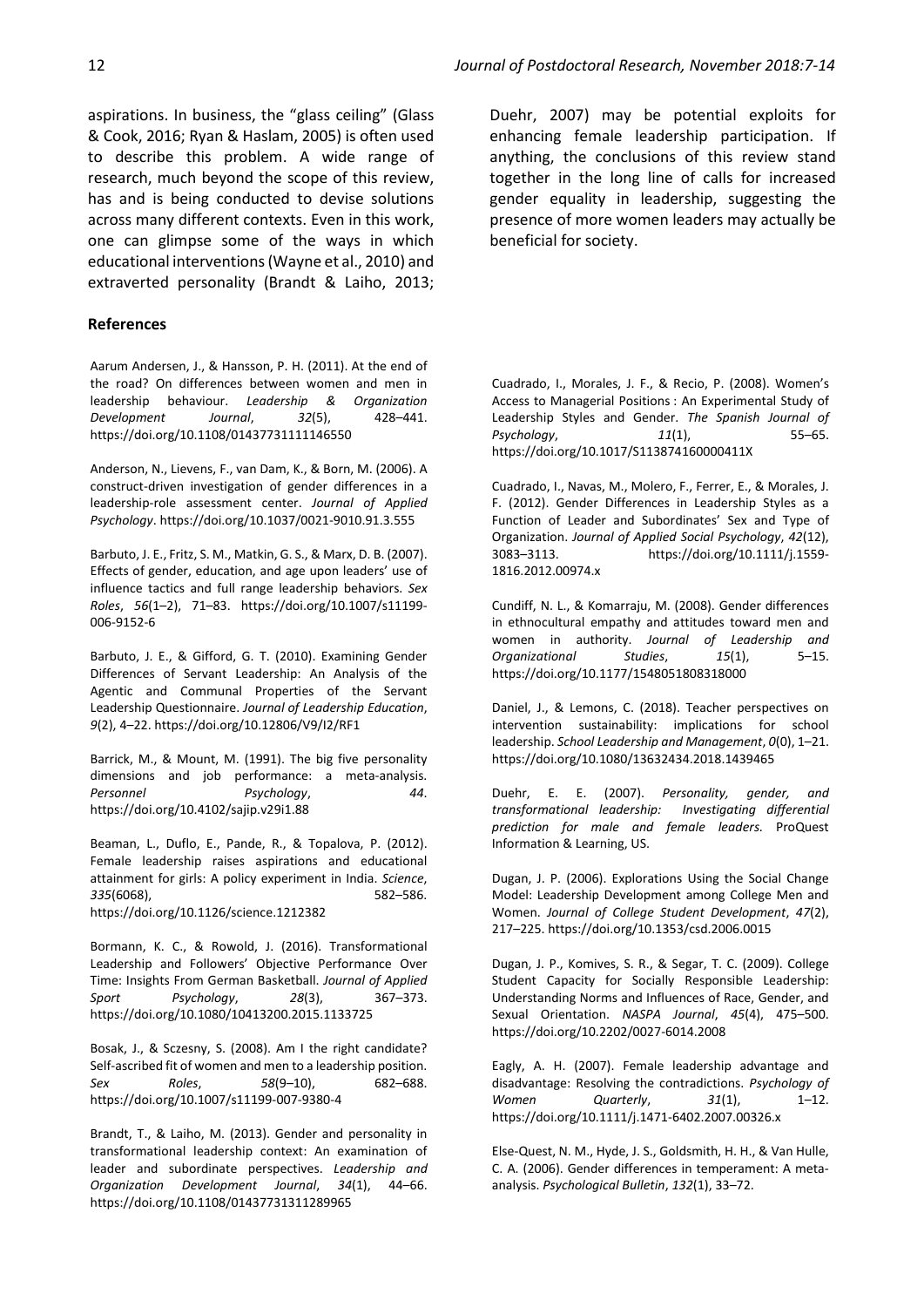aspirations. In business, the "glass ceiling" (Glass & Cook, 2016; Ryan & Haslam, 2005) is often used to describe this problem. A wide range of research, much beyond the scope of this review, has and is being conducted to devise solutions across many different contexts. Even in this work, one can glimpse some of the ways in which educational interventions (Wayne et al., 2010) and extraverted personality (Brandt & Laiho, 2013; Duehr, 2007) may be potential exploits for enhancing female leadership participation. If anything, the conclusions of this review stand together in the long line of calls for increased gender equality in leadership, suggesting the presence of more women leaders may actually be beneficial for society.

**References**

Aarum Andersen, J., & Hansson, P. H. (2011). At the end of the road? On differences between women and men in leadership behaviour. *Leadership & Organization Development Journal*, *32*(5), 428–441. https://doi.org/10.1108/01437731111146550

Anderson, N., Lievens, F., van Dam, K., & Born, M. (2006). A construct-driven investigation of gender differences in a leadership-role assessment center. *Journal of Applied Psychology*. https://doi.org/10.1037/0021-9010.91.3.555

Barbuto, J. E., Fritz, S. M., Matkin, G. S., & Marx, D. B. (2007). Effects of gender, education, and age upon leaders' use of influence tactics and full range leadership behaviors. *Sex Roles*, *56*(1–2), 71–83. https://doi.org/10.1007/s11199-006-9152-6

Barbuto, J. E., & Gifford, G. T. (2010). Examining Gender Differences of Servant Leadership: An Analysis of the Agentic and Communal Properties of the Servant Leadership Questionnaire. *Journal of Leadership Education*, *9*(2), 4–22. https://doi.org/10.12806/V9/I2/RF1

Barrick, M., & Mount, M. (1991). The big five personality dimensions and job performance: a meta-analysis. *Personnel Psychology*, *44*. https://doi.org/10.4102/sajip.v29i1.88

Beaman, L., Duflo, E., Pande, R., & Topalova, P. (2012). Female leadership raises aspirations and educational attainment for girls: A policy experiment in India. *Science*, *335*(6068), 582–586. https://doi.org/10.1126/science.1212382

Bormann, K. C., & Rowold, J. (2016). Transformational Leadership and Followers' Objective Performance Over Time: Insights From German Basketball. *Journal of Applied Sport Psychology*, *28*(3), 367–373. https://doi.org/10.1080/10413200.2015.1133725

Bosak, J., & Sczesny, S. (2008). Am I the right candidate? Self-ascribed fit of women and men to a leadership position. *Sex Roles*, *58*(9–10), 682–688. https://doi.org/10.1007/s11199-007-9380-4

Brandt, T., & Laiho, M. (2013). Gender and personality in transformational leadership context: An examination of leader and subordinate perspectives. *Leadership and Organization Development Journal*, *34*(1), 44–66. https://doi.org/10.1108/01437731311289965

Cuadrado, I., Morales, J. F., & Recio, P. (2008). Women's Access to Managerial Positions : An Experimental Study of Leadership Styles and Gender. *The Spanish Journal of Psychology*, *11*(1), 55–65. https://doi.org/10.1017/S113874160000411X

Cuadrado, I., Navas, M., Molero, F., Ferrer, E., & Morales, J. F. (2012). Gender Differences in Leadership Styles as a Function of Leader and Subordinates' Sex and Type of Organization. *Journal of Applied Social Psychology*, *42*(12), 3083–3113. https://doi.org/10.1111/j.1559-1816.2012.00974.x

Cundiff, N. L., & Komarraju, M. (2008). Gender differences in ethnocultural empathy and attitudes toward men and women in authority. *Journal of Leadership and Organizational Studies*, *15*(1), 5–15. https://doi.org/10.1177/1548051808318000

Daniel, J., & Lemons, C. (2018). Teacher perspectives on intervention sustainability: implications for school leadership. *School Leadership and Management*, *0*(0), 1–21. https://doi.org/10.1080/13632434.2018.1439465

Duehr, E. E. (2007). *Personality, gender, and transformational leadership: Investigating differential prediction for male and female leaders.* ProQuest Information & Learning, US.

Dugan, J. P. (2006). Explorations Using the Social Change Model: Leadership Development among College Men and Women. *Journal of College Student Development*, *47*(2), 217–225. https://doi.org/10.1353/csd.2006.0015

Dugan, J. P., Komives, S. R., & Segar, T. C. (2009). College Student Capacity for Socially Responsible Leadership: Understanding Norms and Influences of Race, Gender, and Sexual Orientation. *NASPA Journal*, *45*(4), 475–500. https://doi.org/10.2202/0027-6014.2008

Eagly, A. H. (2007). Female leadership advantage and disadvantage: Resolving the contradictions. *Psychology of Women Quarterly*, *31*(1), 1–12. https://doi.org/10.1111/j.1471-6402.2007.00326.x

Else-Quest, N. M., Hyde, J. S., Goldsmith, H. H., & Van Hulle, C. A. (2006). Gender differences in temperament: A meta-analysis. *Psychological Bulletin*, *132*(1), 33–72.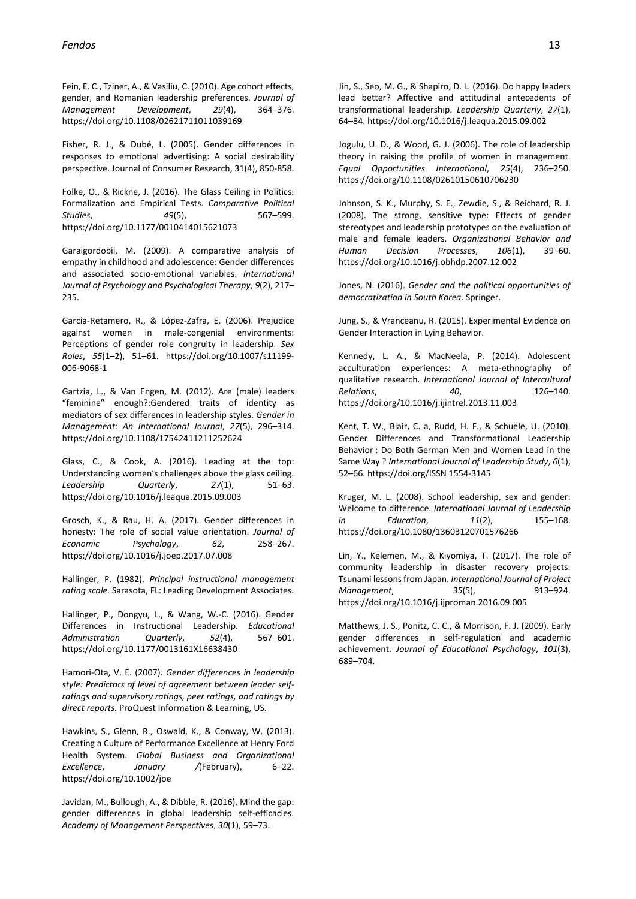Fein, E. C., Tziner, A., & Vasiliu, C. (2010). Age cohort effects, gender, and Romanian leadership preferences. *Journal of Management Development*, *29*(4), 364–376. https://doi.org/10.1108/02621711011039169

Fisher, R. J., & Dubé, L. (2005). Gender differences in responses to emotional advertising: A social desirability perspective. Journal of Consumer Research, 31(4), 850-858.

Folke, O., & Rickne, J. (2016). The Glass Ceiling in Politics: Formalization and Empirical Tests. *Comparative Political Studies*, *49*(5), 567–599. https://doi.org/10.1177/0010414015621073

Garaigordobil, M. (2009). A comparative analysis of empathy in childhood and adolescence: Gender differences and associated socio-emotional variables. *International Journal of Psychology and Psychological Therapy*, *9*(2), 217–235.

Garcia-Retamero, R., & López-Zafra, E. (2006). Prejudice against women in male-congenial environments: Perceptions of gender role congruity in leadership. *Sex Roles*, *55*(1–2), 51–61. https://doi.org/10.1007/s11199-006-9068-1

Gartzia, L., & Van Engen, M. (2012). Are (male) leaders "feminine" enough?:Gendered traits of identity as mediators of sex differences in leadership styles. *Gender in Management: An International Journal*, *27*(5), 296–314. https://doi.org/10.1108/17542411211252624

Glass, C., & Cook, A. (2016). Leading at the top: Understanding women's challenges above the glass ceiling. *Leadership Quarterly*, *27*(1), 51–63. https://doi.org/10.1016/j.leaqua.2015.09.003

Grosch, K., & Rau, H. A. (2017). Gender differences in honesty: The role of social value orientation. *Journal of Economic Psychology*, *62*, 258–267. https://doi.org/10.1016/j.joep.2017.07.008

Hallinger, P. (1982). *Principal instructional management rating scale.* Sarasota, FL: Leading Development Associates.

Hallinger, P., Dongyu, L., & Wang, W.-C. (2016). Gender Differences in Instructional Leadership. *Educational Administration Quarterly*, *52*(4), 567–601. https://doi.org/10.1177/0013161X16638430

Hamori-Ota, V. E. (2007). *Gender differences in leadership style: Predictors of level of agreement between leader self-ratings and supervisory ratings, peer ratings, and ratings by direct reports.* ProQuest Information & Learning, US.

Hawkins, S., Glenn, R., Oswald, K., & Conway, W. (2013). Creating a Culture of Performance Excellence at Henry Ford Health System. *Global Business and Organizational Excellence*, *January /*(February), 6–22. https://doi.org/10.1002/joe

Javidan, M., Bullough, A., & Dibble, R. (2016). Mind the gap: gender differences in global leadership self-efficacies. *Academy of Management Perspectives*, *30*(1), 59–73.

Jin, S., Seo, M. G., & Shapiro, D. L. (2016). Do happy leaders lead better? Affective and attitudinal antecedents of transformational leadership. *Leadership Quarterly*, *27*(1), 64–84. https://doi.org/10.1016/j.leaqua.2015.09.002

Jogulu, U. D., & Wood, G. J. (2006). The role of leadership theory in raising the profile of women in management. *Equal Opportunities International*, *25*(4), 236–250. https://doi.org/10.1108/02610150610706230

Johnson, S. K., Murphy, S. E., Zewdie, S., & Reichard, R. J. (2008). The strong, sensitive type: Effects of gender stereotypes and leadership prototypes on the evaluation of male and female leaders. *Organizational Behavior and Human Decision Processes*, *106*(1), 39–60. https://doi.org/10.1016/j.obhdp.2007.12.002

Jones, N. (2016). *Gender and the political opportunities of democratization in South Korea.* Springer.

Jung, S., & Vranceanu, R. (2015). Experimental Evidence on Gender Interaction in Lying Behavior.

Kennedy, L. A., & MacNeela, P. (2014). Adolescent acculturation experiences: A meta-ethnography of qualitative research. *International Journal of Intercultural Relations*, *40*, 126–140. https://doi.org/10.1016/j.ijintrel.2013.11.003

Kent, T. W., Blair, C. a, Rudd, H. F., & Schuele, U. (2010). Gender Differences and Transformational Leadership Behavior : Do Both German Men and Women Lead in the Same Way ? *International Journal of Leadership Study*, *6*(1), 52–66. https://doi.org/ISSN 1554-3145

Kruger, M. L. (2008). School leadership, sex and gender: Welcome to difference. *International Journal of Leadership in Education*, *11*(2), 155–168. https://doi.org/10.1080/13603120701576266

Lin, Y., Kelemen, M., & Kiyomiya, T. (2017). The role of community leadership in disaster recovery projects: Tsunami lessons from Japan. *International Journal of Project Management*, *35*(5), 913–924. https://doi.org/10.1016/j.ijproman.2016.09.005

Matthews, J. S., Ponitz, C. C., & Morrison, F. J. (2009). Early gender differences in self-regulation and academic achievement. *Journal of Educational Psychology*, *101*(3), 689–704.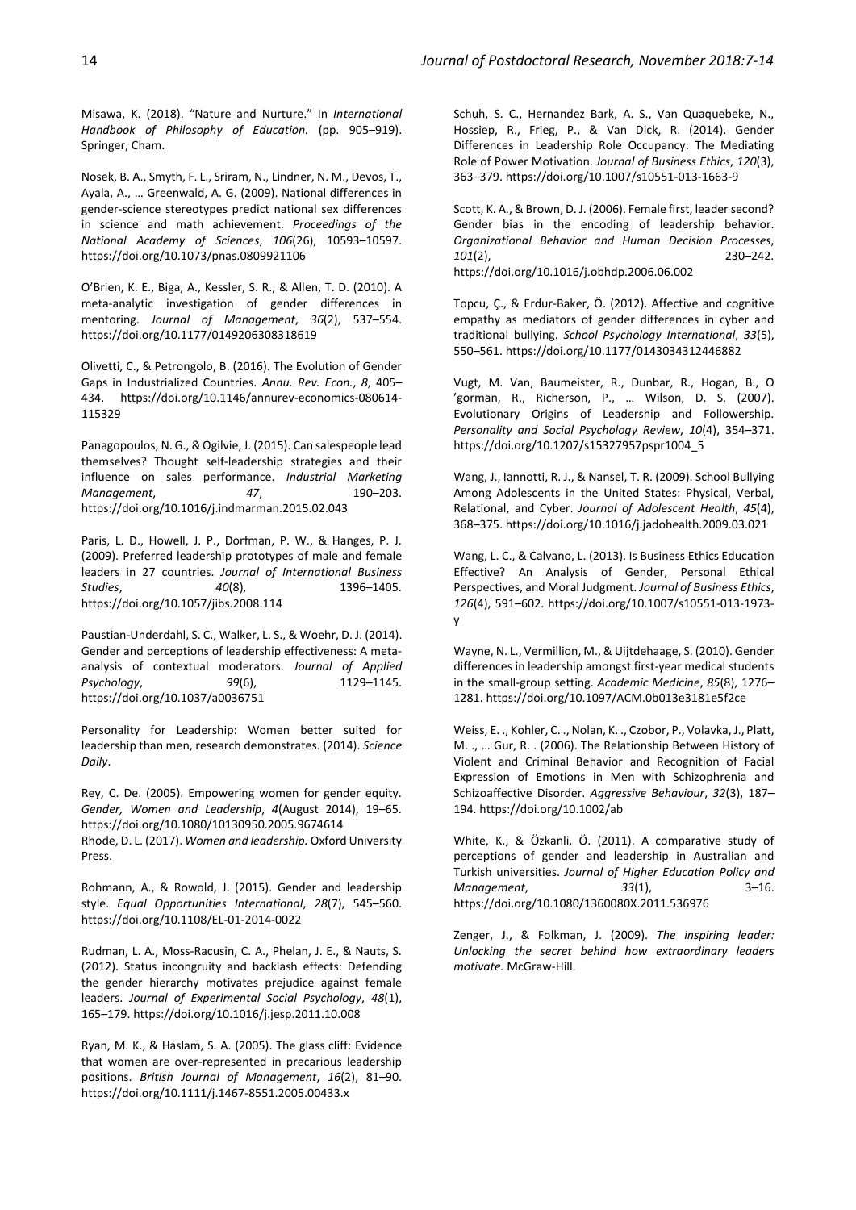Misawa, K. (2018). "Nature and Nurture." In *International Handbook of Philosophy of Education.* (pp. 905–919). Springer, Cham.

Nosek, B. A., Smyth, F. L., Sriram, N., Lindner, N. M., Devos, T., Ayala, A., … Greenwald, A. G. (2009). National differences in gender-science stereotypes predict national sex differences in science and math achievement. *Proceedings of the National Academy of Sciences*, *106*(26), 10593–10597. https://doi.org/10.1073/pnas.0809921106

O'Brien, K. E., Biga, A., Kessler, S. R., & Allen, T. D. (2010). A meta-analytic investigation of gender differences in mentoring. *Journal of Management*, *36*(2), 537–554. https://doi.org/10.1177/0149206308318619

Olivetti, C., & Petrongolo, B. (2016). The Evolution of Gender Gaps in Industrialized Countries. *Annu. Rev. Econ.*, *8*, 405–434. https://doi.org/10.1146/annurev-economics-080614-115329

Panagopoulos, N. G., & Ogilvie, J. (2015). Can salespeople lead themselves? Thought self-leadership strategies and their influence on sales performance. *Industrial Marketing Management*, *47*, 190–203. https://doi.org/10.1016/j.indmarman.2015.02.043

Paris, L. D., Howell, J. P., Dorfman, P. W., & Hanges, P. J. (2009). Preferred leadership prototypes of male and female leaders in 27 countries. *Journal of International Business Studies*, *40*(8), 1396–1405. https://doi.org/10.1057/jibs.2008.114

Paustian-Underdahl, S. C., Walker, L. S., & Woehr, D. J. (2014). Gender and perceptions of leadership effectiveness: A meta-analysis of contextual moderators. *Journal of Applied Psychology*, *99*(6), 1129–1145. https://doi.org/10.1037/a0036751

Personality for Leadership: Women better suited for leadership than men, research demonstrates. (2014). *Science Daily*.

Rey, C. De. (2005). Empowering women for gender equity. *Gender, Women and Leadership*, *4*(August 2014), 19–65. https://doi.org/10.1080/10130950.2005.9674614

Rhode, D. L. (2017). *Women and leadership.* Oxford University Press.

Rohmann, A., & Rowold, J. (2015). Gender and leadership style. *Equal Opportunities International*, *28*(7), 545–560. https://doi.org/10.1108/EL-01-2014-0022

Rudman, L. A., Moss-Racusin, C. A., Phelan, J. E., & Nauts, S. (2012). Status incongruity and backlash effects: Defending the gender hierarchy motivates prejudice against female leaders. *Journal of Experimental Social Psychology*, *48*(1), 165–179. https://doi.org/10.1016/j.jesp.2011.10.008

Ryan, M. K., & Haslam, S. A. (2005). The glass cliff: Evidence that women are over-represented in precarious leadership positions. *British Journal of Management*, *16*(2), 81–90. https://doi.org/10.1111/j.1467-8551.2005.00433.x

Schuh, S. C., Hernandez Bark, A. S., Van Quaquebeke, N., Hossiep, R., Frieg, P., & Van Dick, R. (2014). Gender Differences in Leadership Role Occupancy: The Mediating Role of Power Motivation. *Journal of Business Ethics*, *120*(3), 363–379. https://doi.org/10.1007/s10551-013-1663-9

Scott, K. A., & Brown, D. J. (2006). Female first, leader second? Gender bias in the encoding of leadership behavior. *Organizational Behavior and Human Decision Processes*, *101*(2), 230–242. https://doi.org/10.1016/j.obhdp.2006.06.002

Topcu, Ç., & Erdur-Baker, Ö. (2012). Affective and cognitive empathy as mediators of gender differences in cyber and traditional bullying. *School Psychology International*, *33*(5), 550–561. https://doi.org/10.1177/0143034312446882

Vugt, M. Van, Baumeister, R., Dunbar, R., Hogan, B., O 'gorman, R., Richerson, P., … Wilson, D. S. (2007). Evolutionary Origins of Leadership and Followership. *Personality and Social Psychology Review*, *10*(4), 354–371. https://doi.org/10.1207/s15327957pspr1004_5

Wang, J., Iannotti, R. J., & Nansel, T. R. (2009). School Bullying Among Adolescents in the United States: Physical, Verbal, Relational, and Cyber. *Journal of Adolescent Health*, *45*(4), 368–375. https://doi.org/10.1016/j.jadohealth.2009.03.021

Wang, L. C., & Calvano, L. (2013). Is Business Ethics Education Effective? An Analysis of Gender, Personal Ethical Perspectives, and Moral Judgment. *Journal of Business Ethics*, *126*(4), 591–602. https://doi.org/10.1007/s10551-013-1973-y

Wayne, N. L., Vermillion, M., & Uijtdehaage, S. (2010). Gender differences in leadership amongst first-year medical students in the small-group setting. *Academic Medicine*, *85*(8), 1276–1281. https://doi.org/10.1097/ACM.0b013e3181e5f2ce

Weiss, E. ., Kohler, C. ., Nolan, K. ., Czobor, P., Volavka, J., Platt, M. ., … Gur, R. . (2006). The Relationship Between History of Violent and Criminal Behavior and Recognition of Facial Expression of Emotions in Men with Schizophrenia and Schizoaffective Disorder. *Aggressive Behaviour*, *32*(3), 187–194. https://doi.org/10.1002/ab

White, K., & Özkanli, Ö. (2011). A comparative study of perceptions of gender and leadership in Australian and Turkish universities. *Journal of Higher Education Policy and Management*, *33*(1), 3–16. https://doi.org/10.1080/1360080X.2011.536976

Zenger, J., & Folkman, J. (2009). *The inspiring leader: Unlocking the secret behind how extraordinary leaders motivate.* McGraw-Hill.